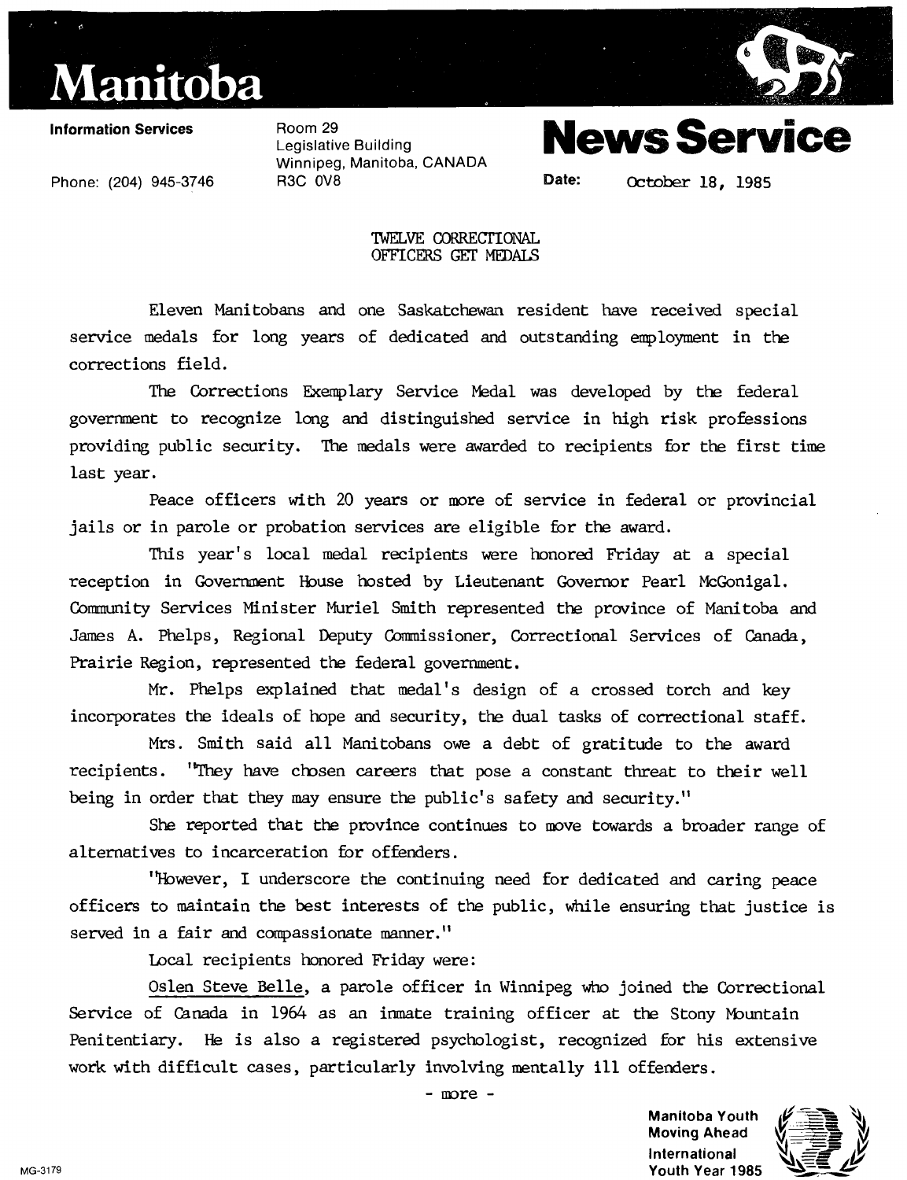# Manitoba

**Information Services**

Phone: (204) 945-3746

Room 29
Legislative Building
Winnipeg, Manitoba, CANADA
R3C 0V8

# News Service

**Date:** October 18, 1985

## TWELVE CORRECTIONAL OFFICERS GET MEDALS

Eleven Manitobans and one Saskatchewan resident have received special service medals for long years of dedicated and outstanding employment in the corrections field.

The Corrections Exemplary Service Medal was developed by the federal government to recognize long and distinguished service in high risk professions providing public security. The medals were awarded to recipients for the first time last year.

Peace officers with 20 years or more of service in federal or provincial jails or in parole or probation services are eligible for the award.

This year's local medal recipients were honored Friday at a special reception in Government House hosted by Lieutenant Governor Pearl McGonigal. Community Services Minister Muriel Smith represented the province of Manitoba and James A. Phelps, Regional Deputy Commissioner, Correctional Services of Canada, Prairie Region, represented the federal government.

Mr. Phelps explained that medal's design of a crossed torch and key incorporates the ideals of hope and security, the dual tasks of correctional staff.

Mrs. Smith said all Manitobans owe a debt of gratitude to the award recipients. "They have chosen careers that pose a constant threat to their well being in order that they may ensure the public's safety and security."

She reported that the province continues to move towards a broader range of alternatives to incarceration for offenders.

"However, I underscore the continuing need for dedicated and caring peace officers to maintain the best interests of the public, while ensuring that justice is served in a fair and compassionate manner."

Local recipients honored Friday were:

Oslen Steve Belle, a parole officer in Winnipeg who joined the Correctional Service of Canada in 1964 as an inmate training officer at the Stony Mountain Penitentiary. He is also a registered psychologist, recognized for his extensive work with difficult cases, particularly involving mentally ill offenders.

\- more -

Manitoba Youth Moving Ahead
International Youth Year 1985

MG-3179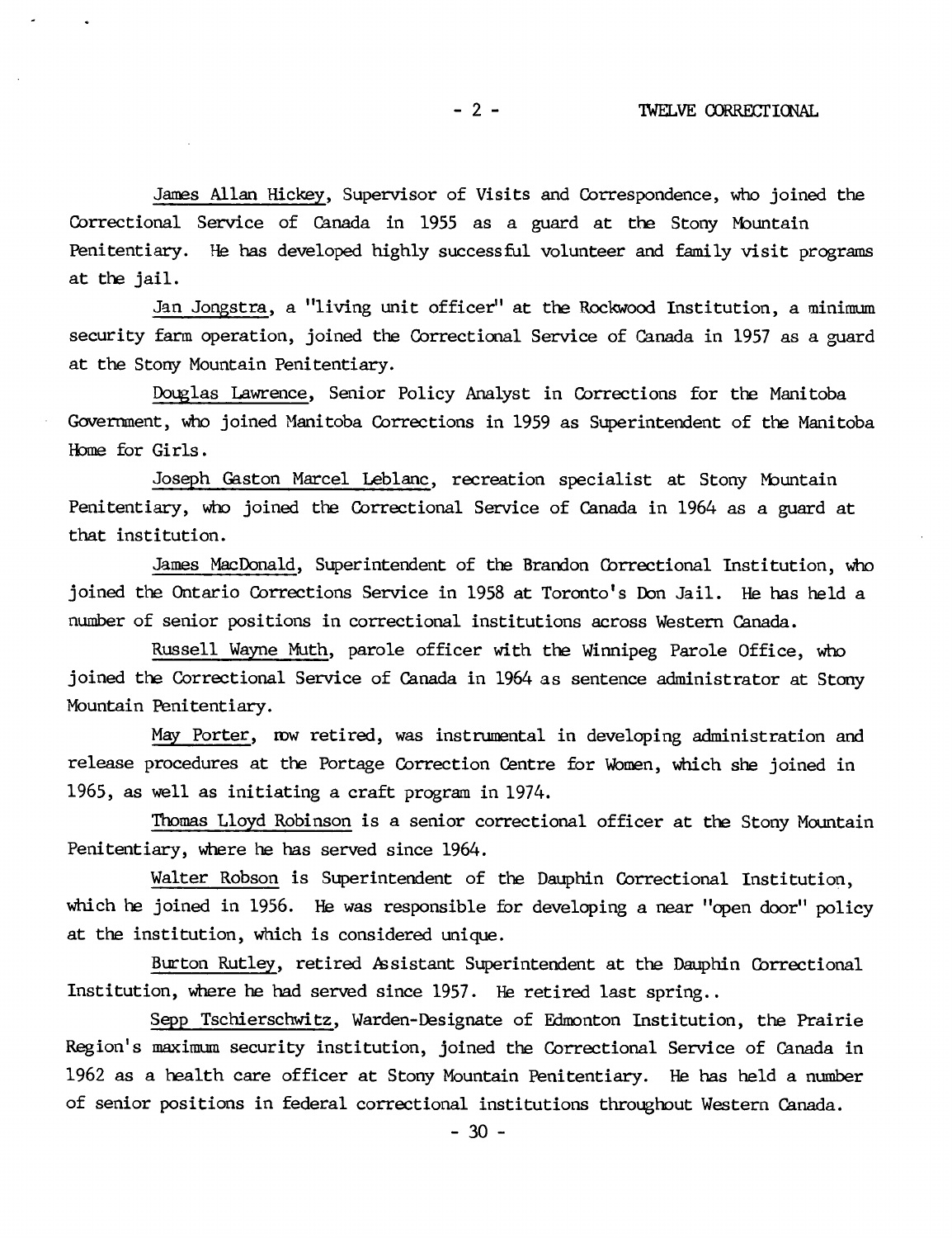James Allan Hickey, Supervisor of Visits and Correspondence, who joined the Correctional Service of Canada in 1955 as a guard at the Stony Mountain Penitentiary. He has developed highly successful volunteer and family visit programs at the jail.

Jan Jongstra, a "living unit officer" at the Rockwood Institution, a minimum security farm operation, joined the Correctional Service of Canada in 1957 as a guard at the Stony Mountain Penitentiary.

Douglas Lawrence, Senior Policy Analyst in Corrections for the Manitoba Government, who joined Manitoba Corrections in 1959 as Superintendent of the Manitoba Home for Girls.

Joseph Gaston Marcel Leblanc, recreation specialist at Stony Mountain Penitentiary, who joined the Correctional Service of Canada in 1964 as a guard at that institution.

James MacDonald, Superintendent of the Brandon Correctional Institution, who joined the Ontario Corrections Service in 1958 at Toronto's Don Jail. He has held a number of senior positions in correctional institutions across Western Canada.

Russell Wayne Muth, parole officer with the Winnipeg Parole Office, who joined the Correctional Service of Canada in 1964 as sentence administrator at Stony Mountain Penitentiary.

May Porter, now retired, was instrumental in developing administration and release procedures at the Portage Correction Centre for Women, which she joined in 1965, as well as initiating a craft program in 1974.

Thomas Lloyd Robinson is a senior correctional officer at the Stony Mountain Penitentiary, where he has served since 1964.

Walter Robson is Superintendent of the Dauphin Correctional Institution, which he joined in 1956. He was responsible for developing a near "open door" policy at the institution, which is considered unique.

Burton Rutley, retired Assistant Superintendent at the Dauphin Correctional Institution, where he had served since 1957. He retired last spring..

Sepp Tschierschwitz, Warden-Designate of Edmonton Institution, the Prairie Region's maximum security institution, joined the Correctional Service of Canada in 1962 as a health care officer at Stony Mountain Penitentiary. He has held a number of senior positions in federal correctional institutions throughout Western Canada.

\- 30 -